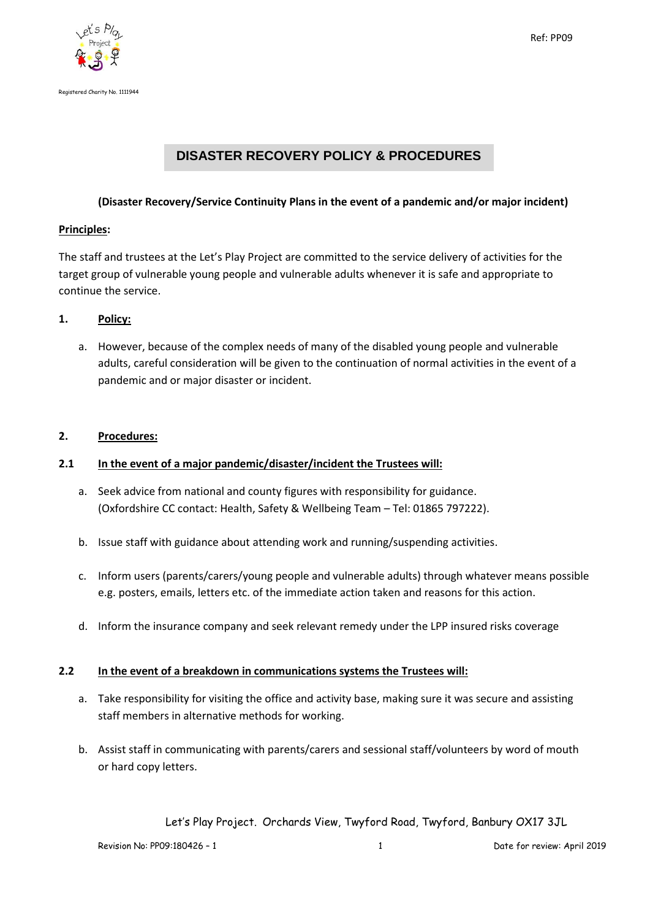Ref: PP09

Registered Charity No. 1111944

# DISASTER RECOVERY POLICY & PROCEDURES

**(Disaster Recovery/Service Continuity Plans in the event of a pandemic and/or major incident)**

**Principles:**

The staff and trustees at the Let's Play Project are committed to the service delivery of activities for the target group of vulnerable young people and vulnerable adults whenever it is safe and appropriate to continue the service.

## 1. Policy:

a. However, because of the complex needs of many of the disabled young people and vulnerable adults, careful consideration will be given to the continuation of normal activities in the event of a pandemic and or major disaster or incident.

## 2. Procedures:

### 2.1 In the event of a major pandemic/disaster/incident the Trustees will:

a. Seek advice from national and county figures with responsibility for guidance. (Oxfordshire CC contact: Health, Safety & Wellbeing Team – Tel: 01865 797222).

b. Issue staff with guidance about attending work and running/suspending activities.

c. Inform users (parents/carers/young people and vulnerable adults) through whatever means possible e.g. posters, emails, letters etc. of the immediate action taken and reasons for this action.

d. Inform the insurance company and seek relevant remedy under the LPP insured risks coverage

### 2.2 In the event of a breakdown in communications systems the Trustees will:

a. Take responsibility for visiting the office and activity base, making sure it was secure and assisting staff members in alternative methods for working.

b. Assist staff in communicating with parents/carers and sessional staff/volunteers by word of mouth or hard copy letters.

Let's Play Project. Orchards View, Twyford Road, Twyford, Banbury OX17 3JL

Revision No: PP09:180426 – 1 Date for review: April 2019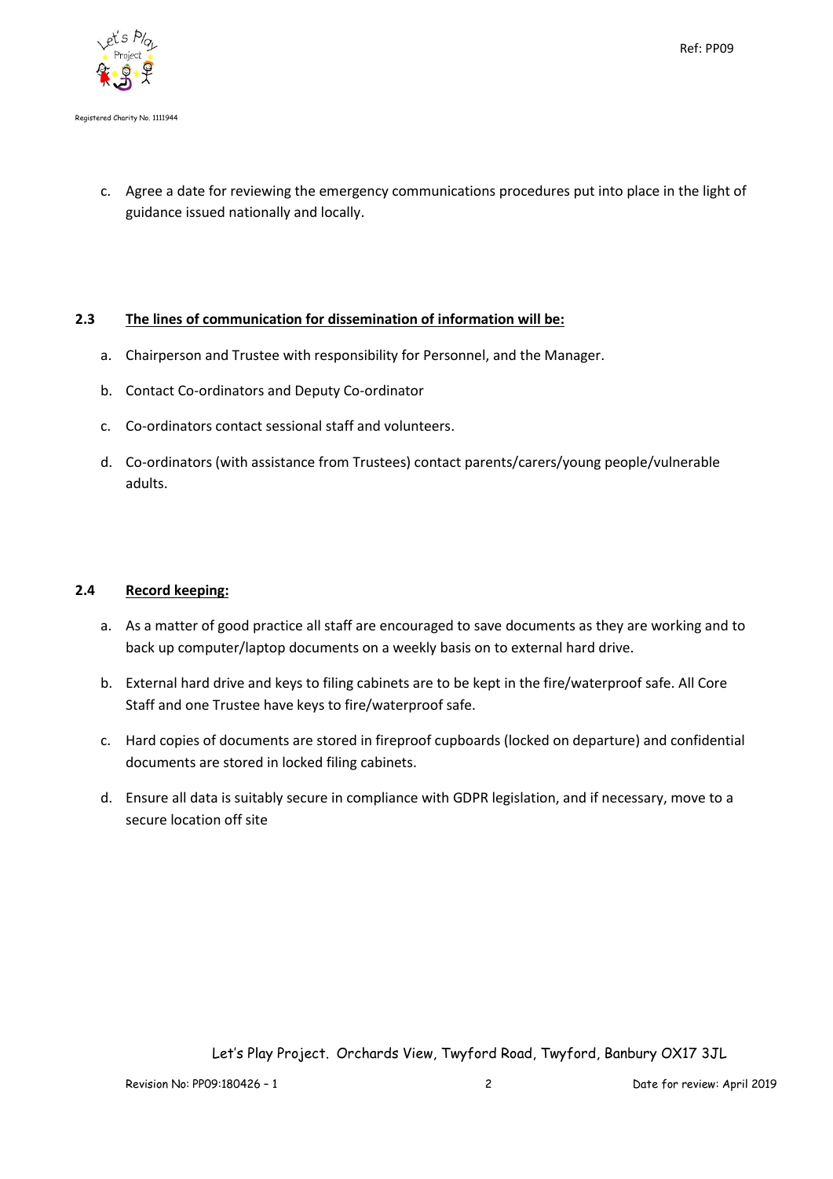c. Agree a date for reviewing the emergency communications procedures put into place in the light of guidance issued nationally and locally.

**2.3 The lines of communication for dissemination of information will be:**

a. Chairperson and Trustee with responsibility for Personnel, and the Manager.

b. Contact Co-ordinators and Deputy Co-ordinator

c. Co-ordinators contact sessional staff and volunteers.

d. Co-ordinators (with assistance from Trustees) contact parents/carers/young people/vulnerable adults.

**2.4 Record keeping:**

a. As a matter of good practice all staff are encouraged to save documents as they are working and to back up computer/laptop documents on a weekly basis on to external hard drive.

b. External hard drive and keys to filing cabinets are to be kept in the fire/waterproof safe. All Core Staff and one Trustee have keys to fire/waterproof safe.

c. Hard copies of documents are stored in fireproof cupboards (locked on departure) and confidential documents are stored in locked filing cabinets.

d. Ensure all data is suitably secure in compliance with GDPR legislation, and if necessary, move to a secure location off site